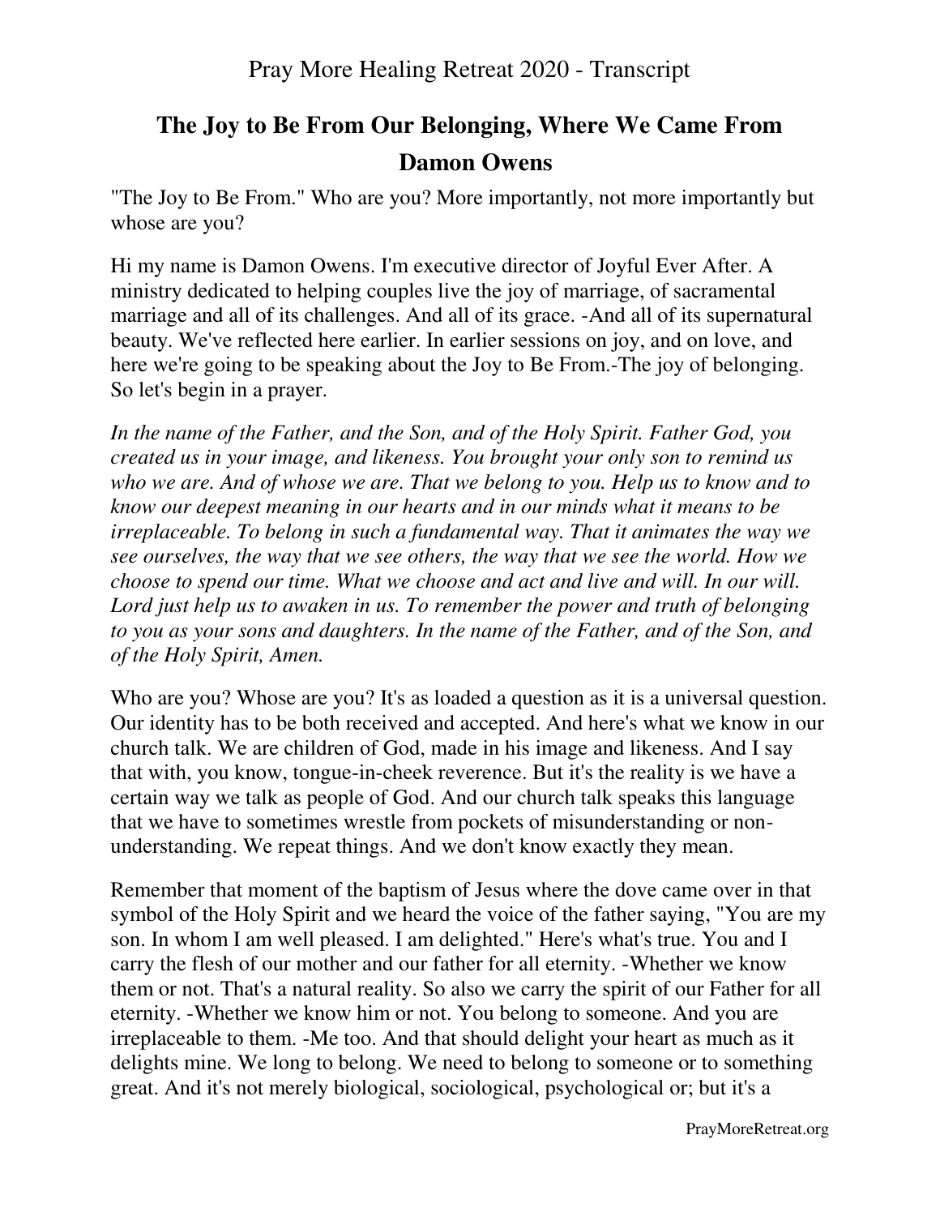# The Joy to Be From Our Belonging, Where We Came From

## Damon Owens

"The Joy to Be From." Who are you? More importantly, not more importantly but whose are you?

Hi my name is Damon Owens. I'm executive director of Joyful Ever After. A ministry dedicated to helping couples live the joy of marriage, of sacramental marriage and all of its challenges. And all of its grace. -And all of its supernatural beauty. We've reflected here earlier. In earlier sessions on joy, and on love, and here we're going to be speaking about the Joy to Be From.-The joy of belonging. So let's begin in a prayer.

*In the name of the Father, and the Son, and of the Holy Spirit. Father God, you created us in your image, and likeness. You brought your only son to remind us who we are. And of whose we are. That we belong to you. Help us to know and to know our deepest meaning in our hearts and in our minds what it means to be irreplaceable. To belong in such a fundamental way. That it animates the way we see ourselves, the way that we see others, the way that we see the world. How we choose to spend our time. What we choose and act and live and will. In our will. Lord just help us to awaken in us. To remember the power and truth of belonging to you as your sons and daughters. In the name of the Father, and of the Son, and of the Holy Spirit, Amen.*

Who are you? Whose are you? It's as loaded a question as it is a universal question. Our identity has to be both received and accepted. And here's what we know in our church talk. We are children of God, made in his image and likeness. And I say that with, you know, tongue-in-cheek reverence. But it's the reality is we have a certain way we talk as people of God. And our church talk speaks this language that we have to sometimes wrestle from pockets of misunderstanding or non-understanding. We repeat things. And we don't know exactly they mean.

Remember that moment of the baptism of Jesus where the dove came over in that symbol of the Holy Spirit and we heard the voice of the father saying, "You are my son. In whom I am well pleased. I am delighted." Here's what's true. You and I carry the flesh of our mother and our father for all eternity. -Whether we know them or not. That's a natural reality. So also we carry the spirit of our Father for all eternity. -Whether we know him or not. You belong to someone. And you are irreplaceable to them. -Me too. And that should delight your heart as much as it delights mine. We long to belong. We need to belong to someone or to something great. And it's not merely biological, sociological, psychological or; but it's a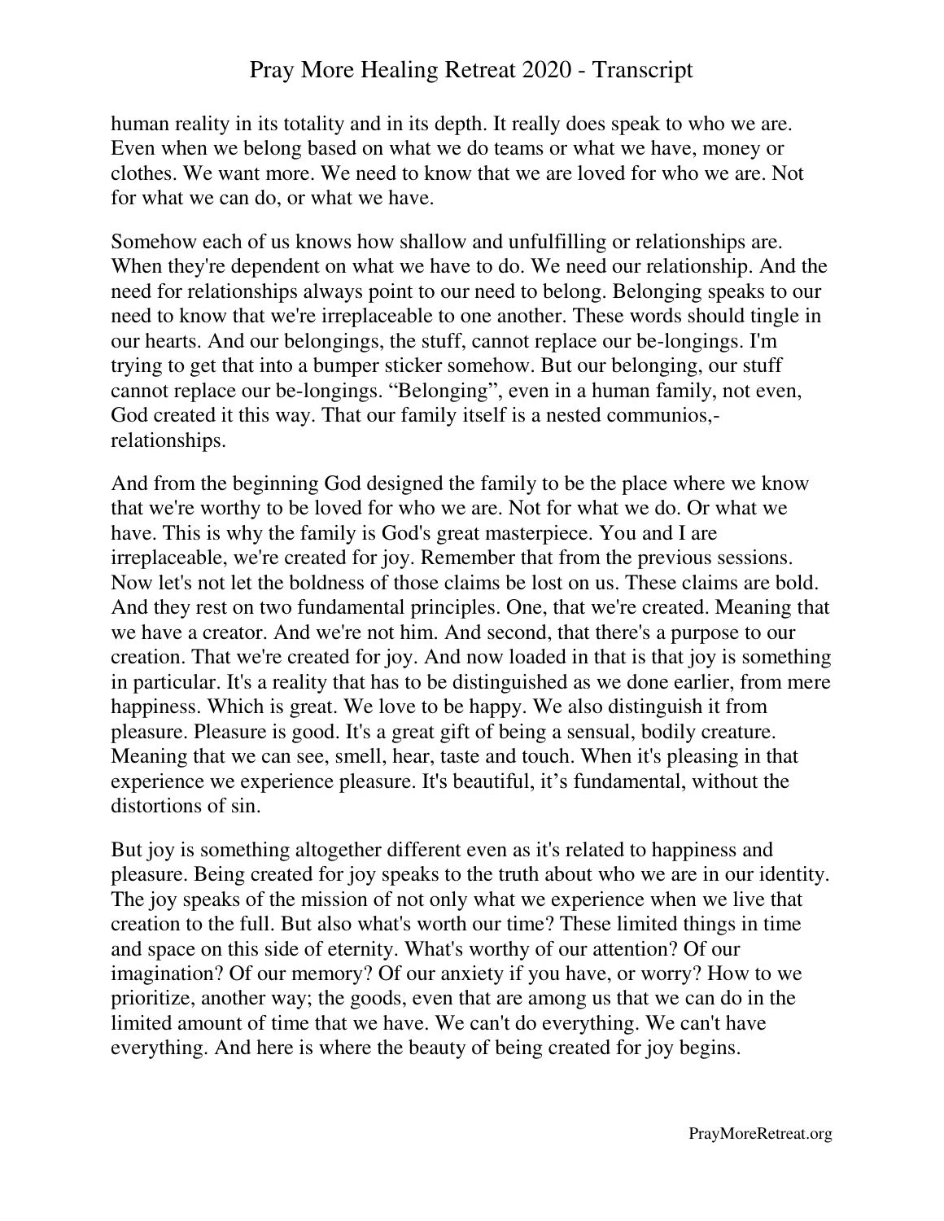human reality in its totality and in its depth. It really does speak to who we are. Even when we belong based on what we do teams or what we have, money or clothes. We want more. We need to know that we are loved for who we are. Not for what we can do, or what we have.

Somehow each of us knows how shallow and unfulfilling or relationships are. When they're dependent on what we have to do. We need our relationship. And the need for relationships always point to our need to belong. Belonging speaks to our need to know that we're irreplaceable to one another. These words should tingle in our hearts. And our belongings, the stuff, cannot replace our be-longings. I'm trying to get that into a bumper sticker somehow. But our belonging, our stuff cannot replace our be-longings. “Belonging”, even in a human family, not even, God created it this way. That our family itself is a nested communios,-relationships.

And from the beginning God designed the family to be the place where we know that we're worthy to be loved for who we are. Not for what we do. Or what we have. This is why the family is God's great masterpiece. You and I are irreplaceable, we're created for joy. Remember that from the previous sessions. Now let's not let the boldness of those claims be lost on us. These claims are bold. And they rest on two fundamental principles. One, that we're created. Meaning that we have a creator. And we're not him. And second, that there's a purpose to our creation. That we're created for joy. And now loaded in that is that joy is something in particular. It's a reality that has to be distinguished as we done earlier, from mere happiness. Which is great. We love to be happy. We also distinguish it from pleasure. Pleasure is good. It's a great gift of being a sensual, bodily creature. Meaning that we can see, smell, hear, taste and touch. When it's pleasing in that experience we experience pleasure. It's beautiful, it’s fundamental, without the distortions of sin.

But joy is something altogether different even as it's related to happiness and pleasure. Being created for joy speaks to the truth about who we are in our identity. The joy speaks of the mission of not only what we experience when we live that creation to the full. But also what's worth our time? These limited things in time and space on this side of eternity. What's worthy of our attention? Of our imagination? Of our memory? Of our anxiety if you have, or worry? How to we prioritize, another way; the goods, even that are among us that we can do in the limited amount of time that we have. We can't do everything. We can't have everything. And here is where the beauty of being created for joy begins.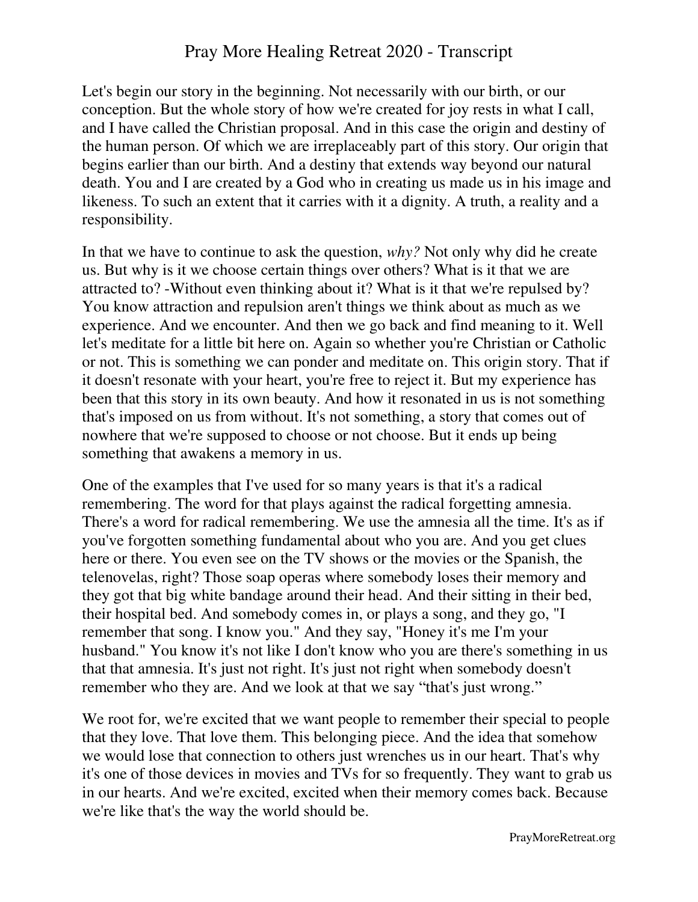Let's begin our story in the beginning. Not necessarily with our birth, or our conception. But the whole story of how we're created for joy rests in what I call, and I have called the Christian proposal. And in this case the origin and destiny of the human person. Of which we are irreplaceably part of this story. Our origin that begins earlier than our birth. And a destiny that extends way beyond our natural death. You and I are created by a God who in creating us made us in his image and likeness. To such an extent that it carries with it a dignity. A truth, a reality and a responsibility.

In that we have to continue to ask the question, *why?* Not only why did he create us. But why is it we choose certain things over others? What is it that we are attracted to? -Without even thinking about it? What is it that we're repulsed by? You know attraction and repulsion aren't things we think about as much as we experience. And we encounter. And then we go back and find meaning to it. Well let's meditate for a little bit here on. Again so whether you're Christian or Catholic or not. This is something we can ponder and meditate on. This origin story. That if it doesn't resonate with your heart, you're free to reject it. But my experience has been that this story in its own beauty. And how it resonated in us is not something that's imposed on us from without. It's not something, a story that comes out of nowhere that we're supposed to choose or not choose. But it ends up being something that awakens a memory in us.

One of the examples that I've used for so many years is that it's a radical remembering. The word for that plays against the radical forgetting amnesia. There's a word for radical remembering. We use the amnesia all the time. It's as if you've forgotten something fundamental about who you are. And you get clues here or there. You even see on the TV shows or the movies or the Spanish, the telenovelas, right? Those soap operas where somebody loses their memory and they got that big white bandage around their head. And their sitting in their bed, their hospital bed. And somebody comes in, or plays a song, and they go, "I remember that song. I know you." And they say, "Honey it's me I'm your husband." You know it's not like I don't know who you are there's something in us that that amnesia. It's just not right. It's just not right when somebody doesn't remember who they are. And we look at that we say "that's just wrong."

We root for, we're excited that we want people to remember their special to people that they love. That love them. This belonging piece. And the idea that somehow we would lose that connection to others just wrenches us in our heart. That's why it's one of those devices in movies and TVs for so frequently. They want to grab us in our hearts. And we're excited, excited when their memory comes back. Because we're like that's the way the world should be.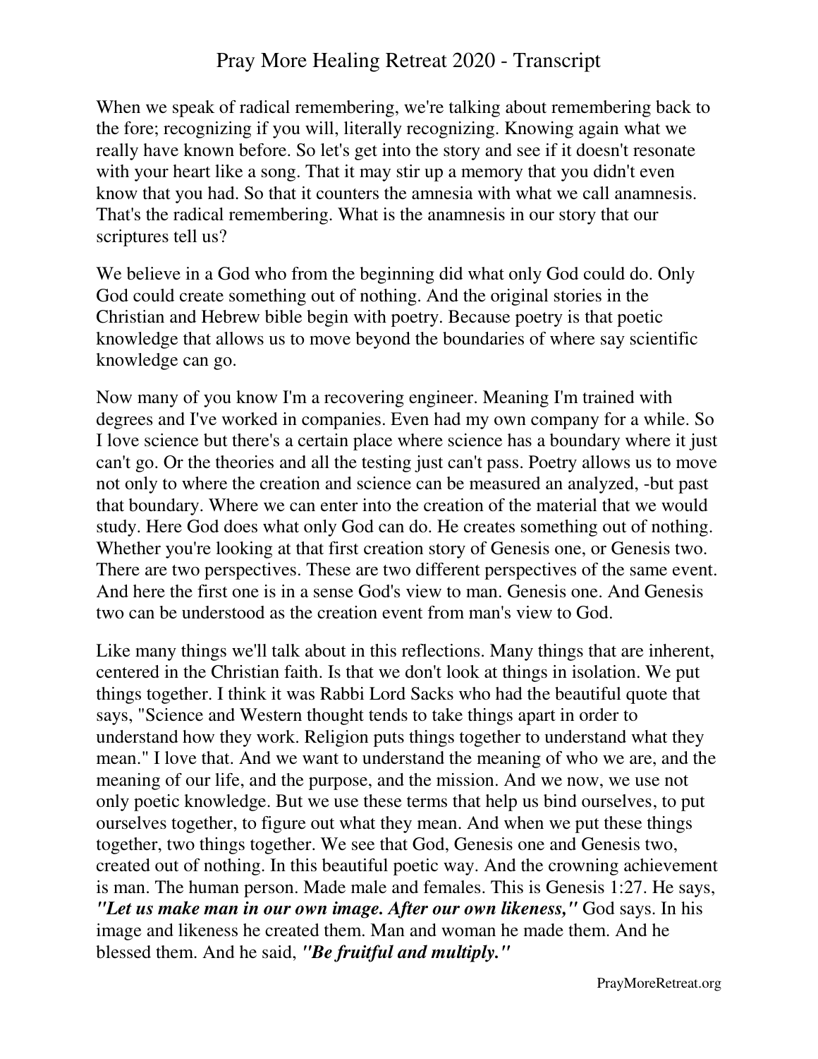When we speak of radical remembering, we're talking about remembering back to the fore; recognizing if you will, literally recognizing. Knowing again what we really have known before. So let's get into the story and see if it doesn't resonate with your heart like a song. That it may stir up a memory that you didn't even know that you had. So that it counters the amnesia with what we call anamnesis. That's the radical remembering. What is the anamnesis in our story that our scriptures tell us?

We believe in a God who from the beginning did what only God could do. Only God could create something out of nothing. And the original stories in the Christian and Hebrew bible begin with poetry. Because poetry is that poetic knowledge that allows us to move beyond the boundaries of where say scientific knowledge can go.

Now many of you know I'm a recovering engineer. Meaning I'm trained with degrees and I've worked in companies. Even had my own company for a while. So I love science but there's a certain place where science has a boundary where it just can't go. Or the theories and all the testing just can't pass. Poetry allows us to move not only to where the creation and science can be measured an analyzed, -but past that boundary. Where we can enter into the creation of the material that we would study. Here God does what only God can do. He creates something out of nothing. Whether you're looking at that first creation story of Genesis one, or Genesis two. There are two perspectives. These are two different perspectives of the same event. And here the first one is in a sense God's view to man. Genesis one. And Genesis two can be understood as the creation event from man's view to God.

Like many things we'll talk about in this reflections. Many things that are inherent, centered in the Christian faith. Is that we don't look at things in isolation. We put things together. I think it was Rabbi Lord Sacks who had the beautiful quote that says, "Science and Western thought tends to take things apart in order to understand how they work. Religion puts things together to understand what they mean." I love that. And we want to understand the meaning of who we are, and the meaning of our life, and the purpose, and the mission. And we now, we use not only poetic knowledge. But we use these terms that help us bind ourselves, to put ourselves together, to figure out what they mean. And when we put these things together, two things together. We see that God, Genesis one and Genesis two, created out of nothing. In this beautiful poetic way. And the crowning achievement is man. The human person. Made male and females. This is Genesis 1:27. He says, ***"Let us make man in our own image. After our own likeness,"*** God says. In his image and likeness he created them. Man and woman he made them. And he blessed them. And he said, ***"Be fruitful and multiply."***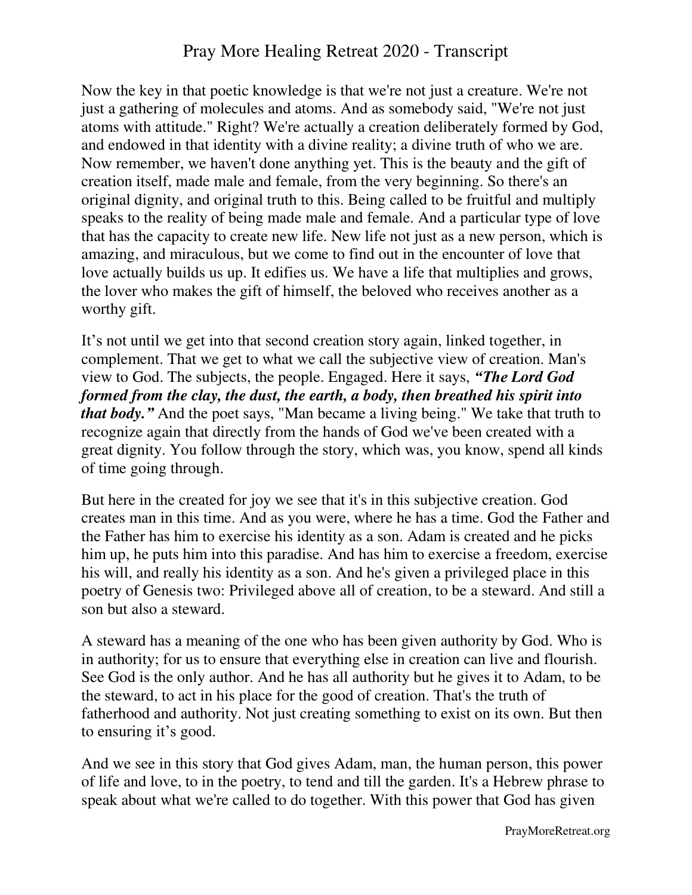Now the key in that poetic knowledge is that we're not just a creature. We're not just a gathering of molecules and atoms. And as somebody said, "We're not just atoms with attitude." Right? We're actually a creation deliberately formed by God, and endowed in that identity with a divine reality; a divine truth of who we are. Now remember, we haven't done anything yet. This is the beauty and the gift of creation itself, made male and female, from the very beginning. So there's an original dignity, and original truth to this. Being called to be fruitful and multiply speaks to the reality of being made male and female. And a particular type of love that has the capacity to create new life. New life not just as a new person, which is amazing, and miraculous, but we come to find out in the encounter of love that love actually builds us up. It edifies us. We have a life that multiplies and grows, the lover who makes the gift of himself, the beloved who receives another as a worthy gift.

It's not until we get into that second creation story again, linked together, in complement. That we get to what we call the subjective view of creation. Man's view to God. The subjects, the people. Engaged. Here it says, ***"The Lord God formed from the clay, the dust, the earth, a body, then breathed his spirit into that body."*** And the poet says, "Man became a living being." We take that truth to recognize again that directly from the hands of God we've been created with a great dignity. You follow through the story, which was, you know, spend all kinds of time going through.

But here in the created for joy we see that it's in this subjective creation. God creates man in this time. And as you were, where he has a time. God the Father and the Father has him to exercise his identity as a son. Adam is created and he picks him up, he puts him into this paradise. And has him to exercise a freedom, exercise his will, and really his identity as a son. And he's given a privileged place in this poetry of Genesis two: Privileged above all of creation, to be a steward. And still a son but also a steward.

A steward has a meaning of the one who has been given authority by God. Who is in authority; for us to ensure that everything else in creation can live and flourish. See God is the only author. And he has all authority but he gives it to Adam, to be the steward, to act in his place for the good of creation. That's the truth of fatherhood and authority. Not just creating something to exist on its own. But then to ensuring it's good.

And we see in this story that God gives Adam, man, the human person, this power of life and love, to in the poetry, to tend and till the garden. It's a Hebrew phrase to speak about what we're called to do together. With this power that God has given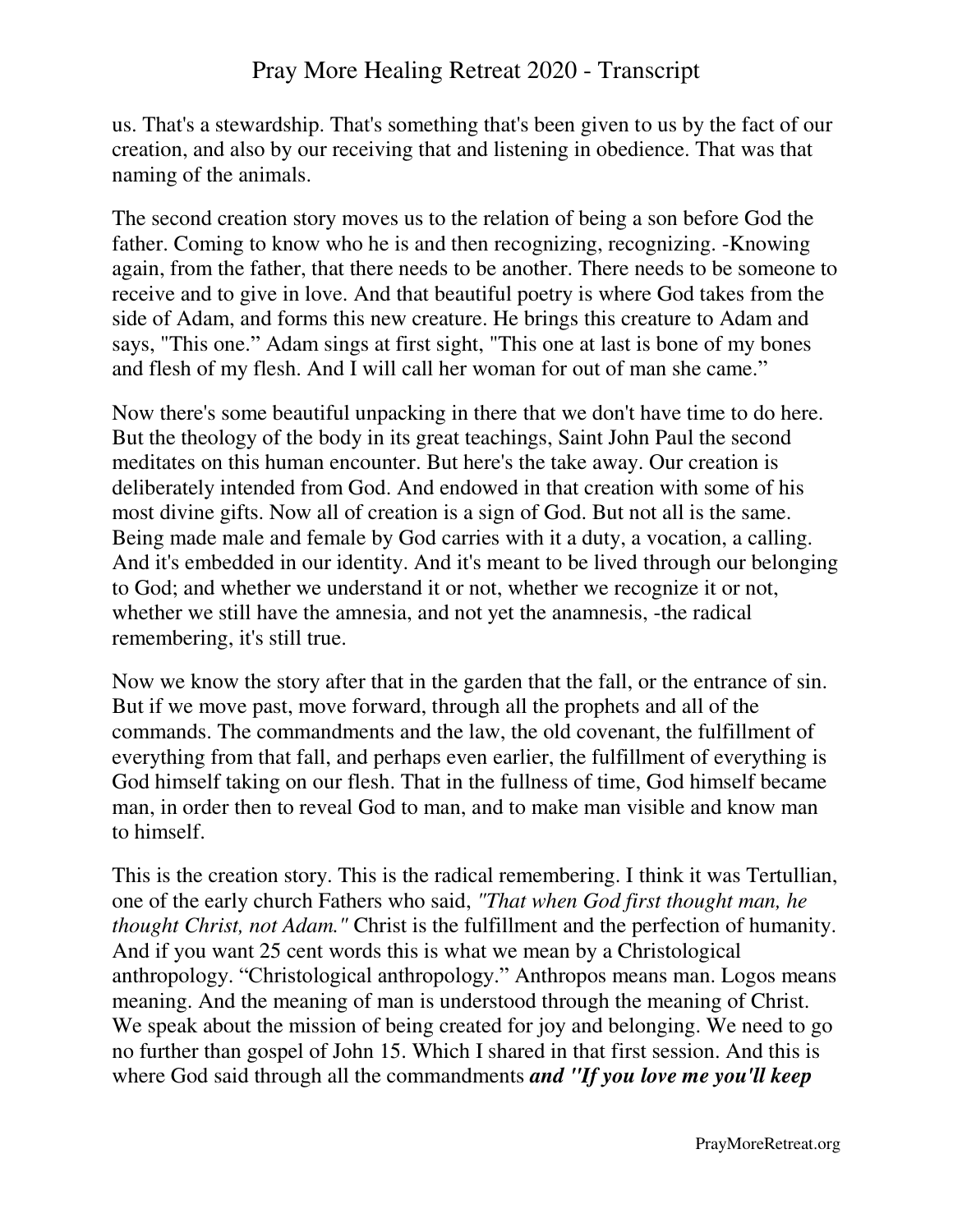us. That's a stewardship. That's something that's been given to us by the fact of our creation, and also by our receiving that and listening in obedience. That was that naming of the animals.

The second creation story moves us to the relation of being a son before God the father. Coming to know who he is and then recognizing, recognizing. -Knowing again, from the father, that there needs to be another. There needs to be someone to receive and to give in love. And that beautiful poetry is where God takes from the side of Adam, and forms this new creature. He brings this creature to Adam and says, "This one." Adam sings at first sight, "This one at last is bone of my bones and flesh of my flesh. And I will call her woman for out of man she came."

Now there's some beautiful unpacking in there that we don't have time to do here. But the theology of the body in its great teachings, Saint John Paul the second meditates on this human encounter. But here's the take away. Our creation is deliberately intended from God. And endowed in that creation with some of his most divine gifts. Now all of creation is a sign of God. But not all is the same. Being made male and female by God carries with it a duty, a vocation, a calling. And it's embedded in our identity. And it's meant to be lived through our belonging to God; and whether we understand it or not, whether we recognize it or not, whether we still have the amnesia, and not yet the anamnesis, -the radical remembering, it's still true.

Now we know the story after that in the garden that the fall, or the entrance of sin. But if we move past, move forward, through all the prophets and all of the commands. The commandments and the law, the old covenant, the fulfillment of everything from that fall, and perhaps even earlier, the fulfillment of everything is God himself taking on our flesh. That in the fullness of time, God himself became man, in order then to reveal God to man, and to make man visible and know man to himself.

This is the creation story. This is the radical remembering. I think it was Tertullian, one of the early church Fathers who said, *"That when God first thought man, he thought Christ, not Adam."* Christ is the fulfillment and the perfection of humanity. And if you want 25 cent words this is what we mean by a Christological anthropology. "Christological anthropology." Anthropos means man. Logos means meaning. And the meaning of man is understood through the meaning of Christ. We speak about the mission of being created for joy and belonging. We need to go no further than gospel of John 15. Which I shared in that first session. And this is where God said through all the commandments ***and "If you love me you'll keep***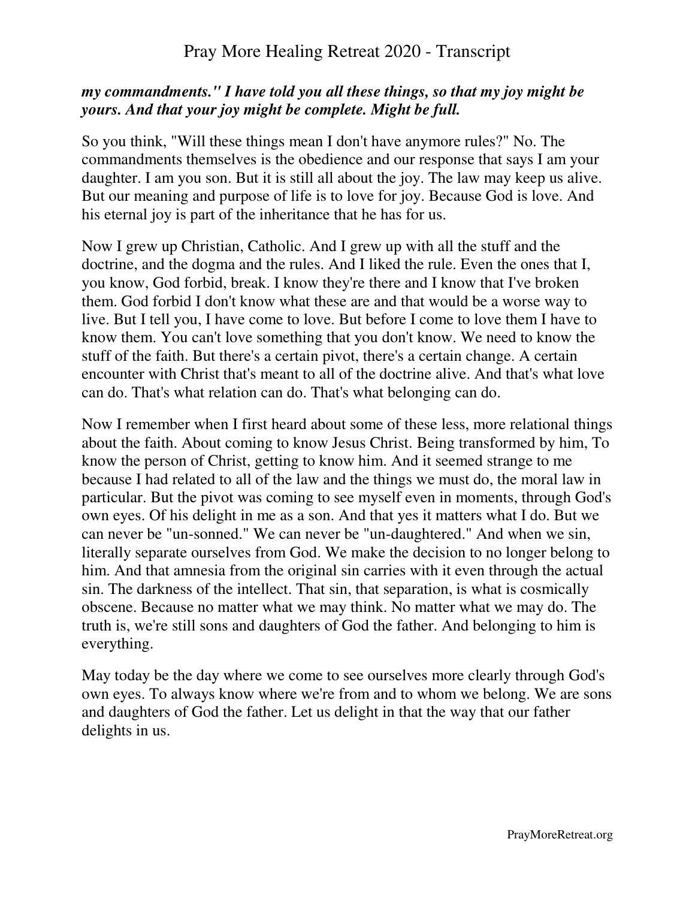***my commandments." I have told you all these things, so that my joy might be yours. And that your joy might be complete. Might be full.***

So you think, "Will these things mean I don't have anymore rules?" No. The commandments themselves is the obedience and our response that says I am your daughter. I am you son. But it is still all about the joy. The law may keep us alive. But our meaning and purpose of life is to love for joy. Because God is love. And his eternal joy is part of the inheritance that he has for us.

Now I grew up Christian, Catholic. And I grew up with all the stuff and the doctrine, and the dogma and the rules. And I liked the rule. Even the ones that I, you know, God forbid, break. I know they're there and I know that I've broken them. God forbid I don't know what these are and that would be a worse way to live. But I tell you, I have come to love. But before I come to love them I have to know them. You can't love something that you don't know. We need to know the stuff of the faith. But there's a certain pivot, there's a certain change. A certain encounter with Christ that's meant to all of the doctrine alive. And that's what love can do. That's what relation can do. That's what belonging can do.

Now I remember when I first heard about some of these less, more relational things about the faith. About coming to know Jesus Christ. Being transformed by him, To know the person of Christ, getting to know him. And it seemed strange to me because I had related to all of the law and the things we must do, the moral law in particular. But the pivot was coming to see myself even in moments, through God's own eyes. Of his delight in me as a son. And that yes it matters what I do. But we can never be "un-sonned." We can never be "un-daughtered." And when we sin, literally separate ourselves from God. We make the decision to no longer belong to him. And that amnesia from the original sin carries with it even through the actual sin. The darkness of the intellect. That sin, that separation, is what is cosmically obscene. Because no matter what we may think. No matter what we may do. The truth is, we're still sons and daughters of God the father. And belonging to him is everything.

May today be the day where we come to see ourselves more clearly through God's own eyes. To always know where we're from and to whom we belong. We are sons and daughters of God the father. Let us delight in that the way that our father delights in us.